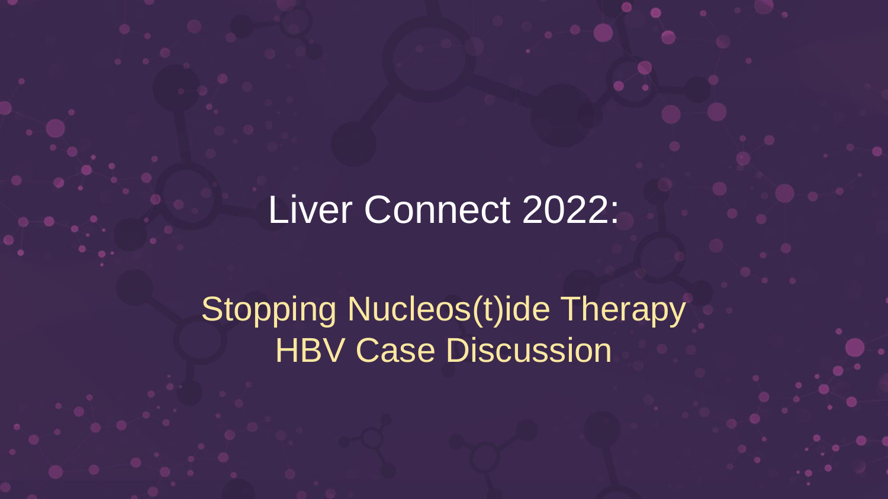# Liver Connect 2022:

## Stopping Nucleos(t)ide Therapy HBV Case Discussion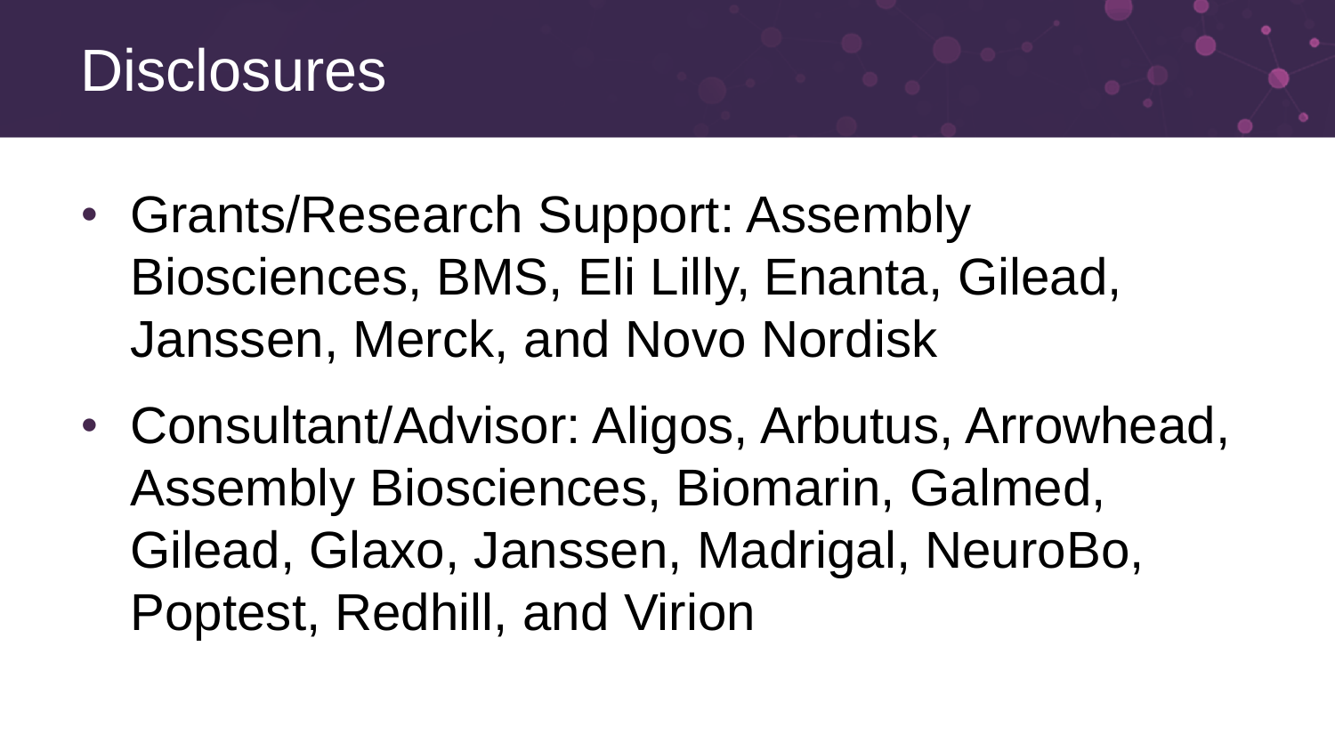# Disclosures

- Grants/Research Support: Assembly Biosciences, BMS, Eli Lilly, Enanta, Gilead, Janssen, Merck, and Novo Nordisk
- Consultant/Advisor: Aligos, Arbutus, Arrowhead, Assembly Biosciences, Biomarin, Galmed, Gilead, Glaxo, Janssen, Madrigal, NeuroBo, Poptest, Redhill, and Virion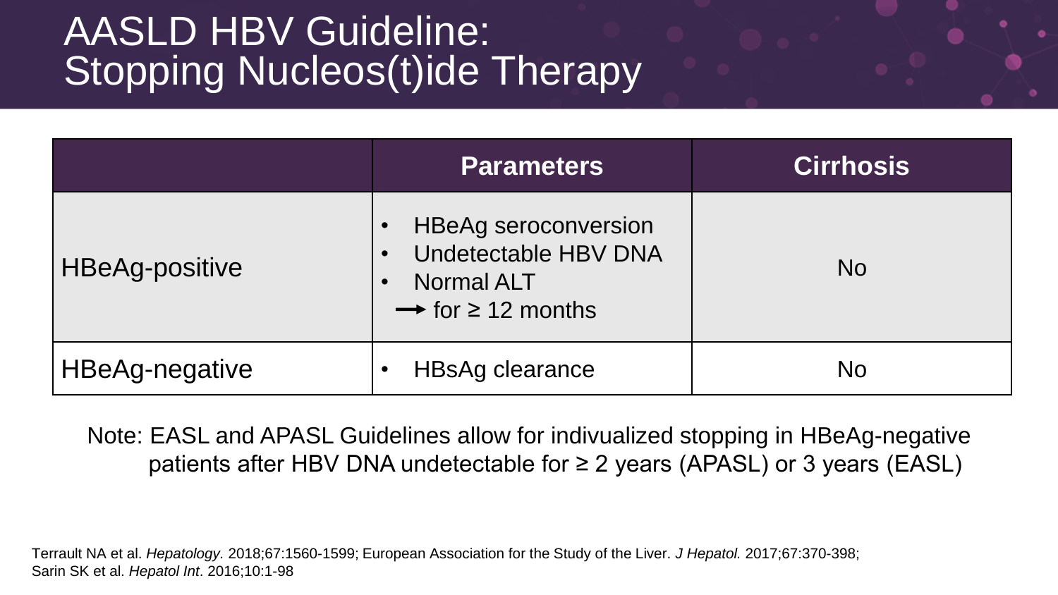# AASLD HBV Guideline: Stopping Nucleos(t)ide Therapy

| | Parameters | Cirrhosis |
|---|---|---|
| HBeAg-positive | • HBeAg seroconversion<br>• Undetectable HBV DNA<br>• Normal ALT<br>→ for ≥ 12 months | No |
| HBeAg-negative | • HBsAg clearance | No |

Note: EASL and APASL Guidelines allow for indivualized stopping in HBeAg-negative patients after HBV DNA undetectable for ≥ 2 years (APASL) or 3 years (EASL)

Terrault NA et al. *Hepatology.* 2018;67:1560-1599; European Association for the Study of the Liver. *J Hepatol.* 2017;67:370-398; Sarin SK et al. *Hepatol Int*. 2016;10:1-98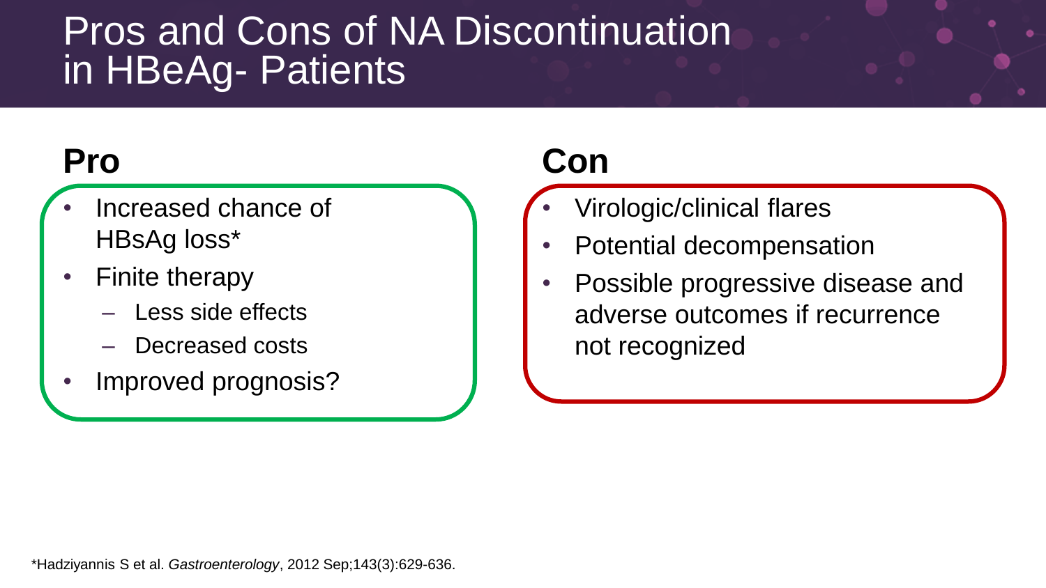# Pros and Cons of NA Discontinuation in HBeAg- Patients

## Pro

- Increased chance of HBsAg loss*
- Finite therapy
  - Less side effects
  - Decreased costs
- Improved prognosis?

## Con

- Virologic/clinical flares
- Potential decompensation
- Possible progressive disease and adverse outcomes if recurrence not recognized

*Hadziyannis S et al. *Gastroenterology*, 2012 Sep;143(3):629-636.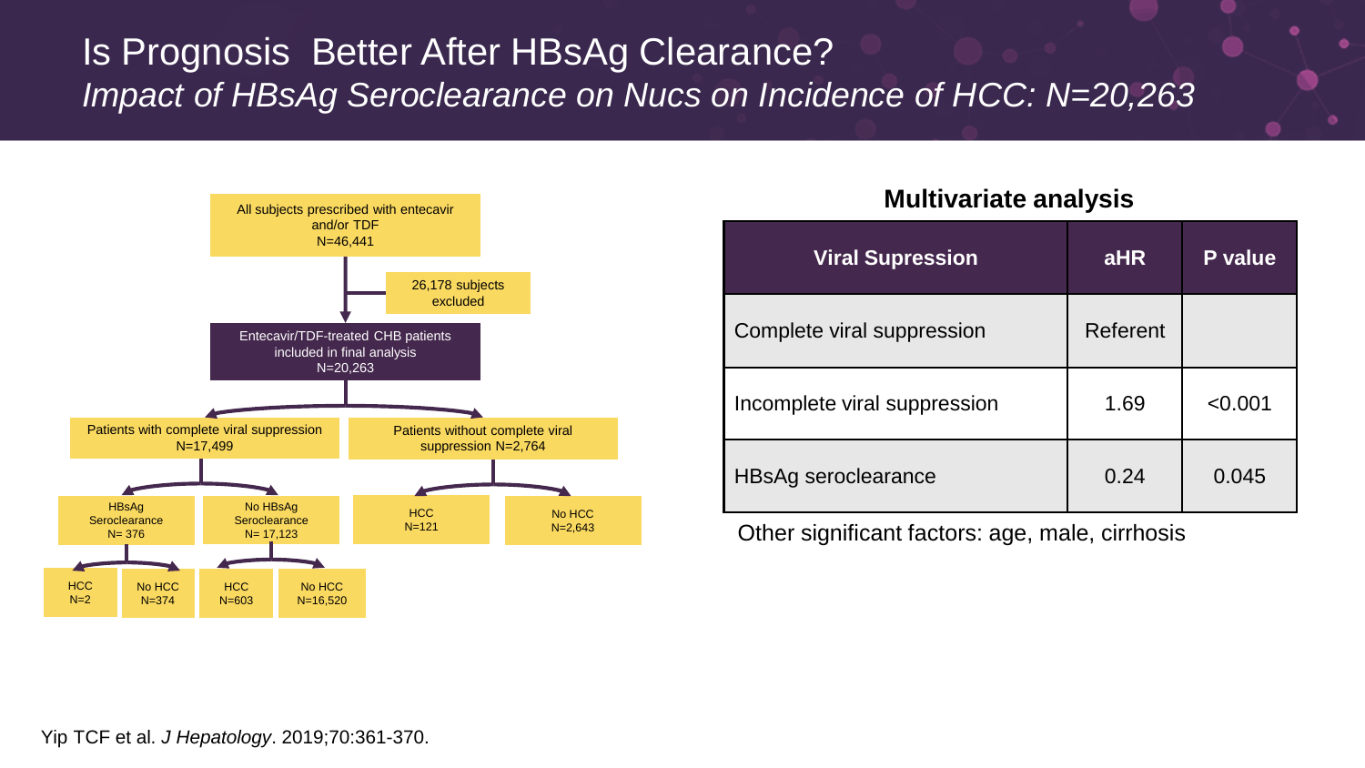# Is Prognosis Better After HBsAg Clearance?

*Impact of HBsAg Seroclearance on Nucs on Incidence of HCC: N=20,263*

All subjects prescribed with entecavir and/or TDF
N=46,441

26,178 subjects excluded

Entecavir/TDF-treated CHB patients included in final analysis
N=20,263

Patients with complete viral suppression
N=17,499

- HBsAg Seroclearance N= 376
  - HCC N=2
  - No HCC N=374
- No HBsAg Seroclearance N= 17,123
  - HCC N=603
  - No HCC N=16,520

Patients without complete viral suppression N=2,764

- HCC N=121
- No HCC N=2,643

**Multivariate analysis**

| Viral Supression | aHR | P value |
|---|---|---|
| Complete viral suppression | Referent | |
| Incomplete viral suppression | 1.69 | <0.001 |
| HBsAg seroclearance | 0.24 | 0.045 |

Other significant factors: age, male, cirrhosis

Yip TCF et al. *J Hepatology*. 2019;70:361-370.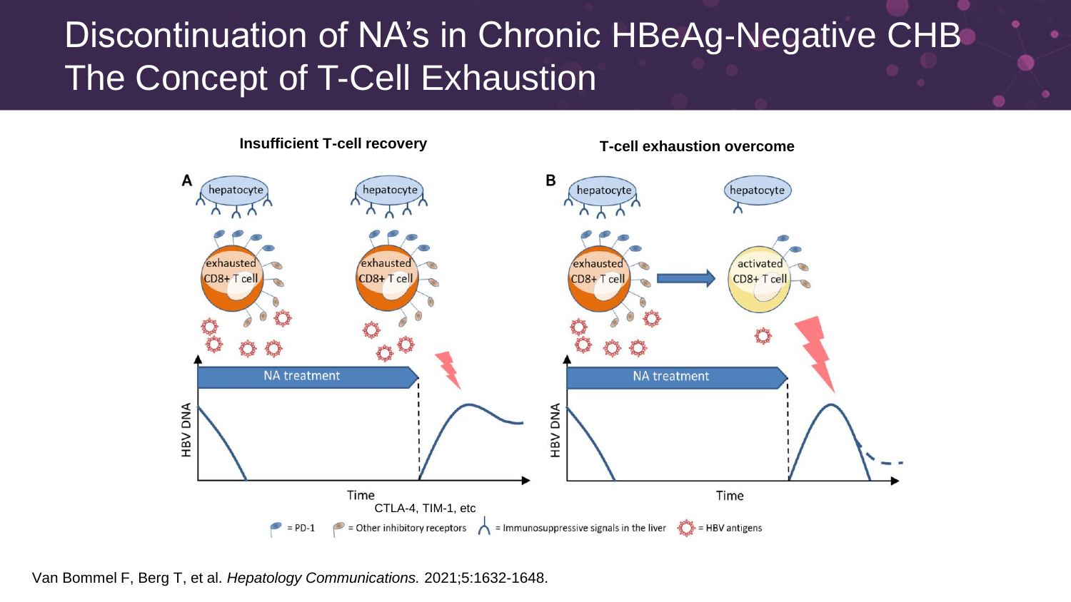# Discontinuation of NA's in Chronic HBeAg-Negative CHB
# The Concept of T-Cell Exhaustion

**Insufficient T-cell recovery**

**T-cell exhaustion overcome**

A

hepatocyte

exhausted CD8+ T cell

hepatocyte

exhausted CD8+ T cell

NA treatment

HBV DNA

Time

B

hepatocyte

exhausted CD8+ T cell

hepatocyte

activated CD8+ T cell

NA treatment

HBV DNA

Time

CTLA-4, TIM-1, etc

= PD-1 = Other inhibitory receptors = Immunosuppressive signals in the liver = HBV antigens

Van Bommel F, Berg T, et al. *Hepatology Communications.* 2021;5:1632-1648.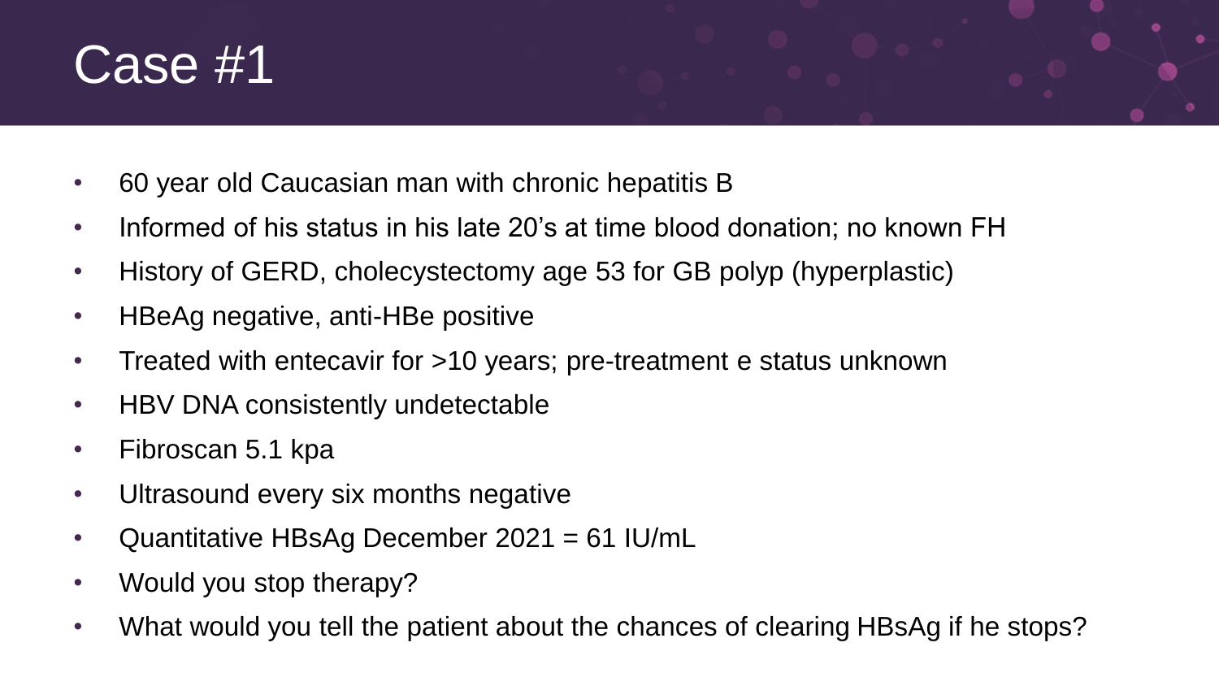# Case #1

- 60 year old Caucasian man with chronic hepatitis B
- Informed of his status in his late 20's at time blood donation; no known FH
- History of GERD, cholecystectomy age 53 for GB polyp (hyperplastic)
- HBeAg negative, anti-HBe positive
- Treated with entecavir for >10 years; pre-treatment e status unknown
- HBV DNA consistently undetectable
- Fibroscan 5.1 kpa
- Ultrasound every six months negative
- Quantitative HBsAg December 2021 = 61 IU/mL
- Would you stop therapy?
- What would you tell the patient about the chances of clearing HBsAg if he stops?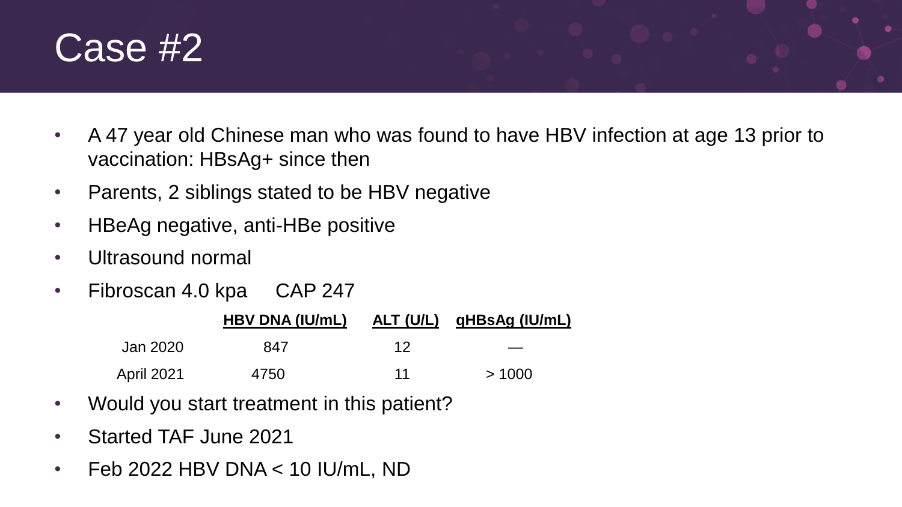# Case #2

- A 47 year old Chinese man who was found to have HBV infection at age 13 prior to vaccination: HBsAg+ since then
- Parents, 2 siblings stated to be HBV negative
- HBeAg negative, anti-HBe positive
- Ultrasound normal
- Fibroscan 4.0 kpa   CAP 247

| | HBV DNA (IU/mL) | ALT (U/L) | qHBsAg (IU/mL) |
|---|---|---|---|
| Jan 2020 | 847 | 12 | — |
| April 2021 | 4750 | 11 | > 1000 |

- Would you start treatment in this patient?
- Started TAF June 2021
- Feb 2022 HBV DNA < 10 IU/mL, ND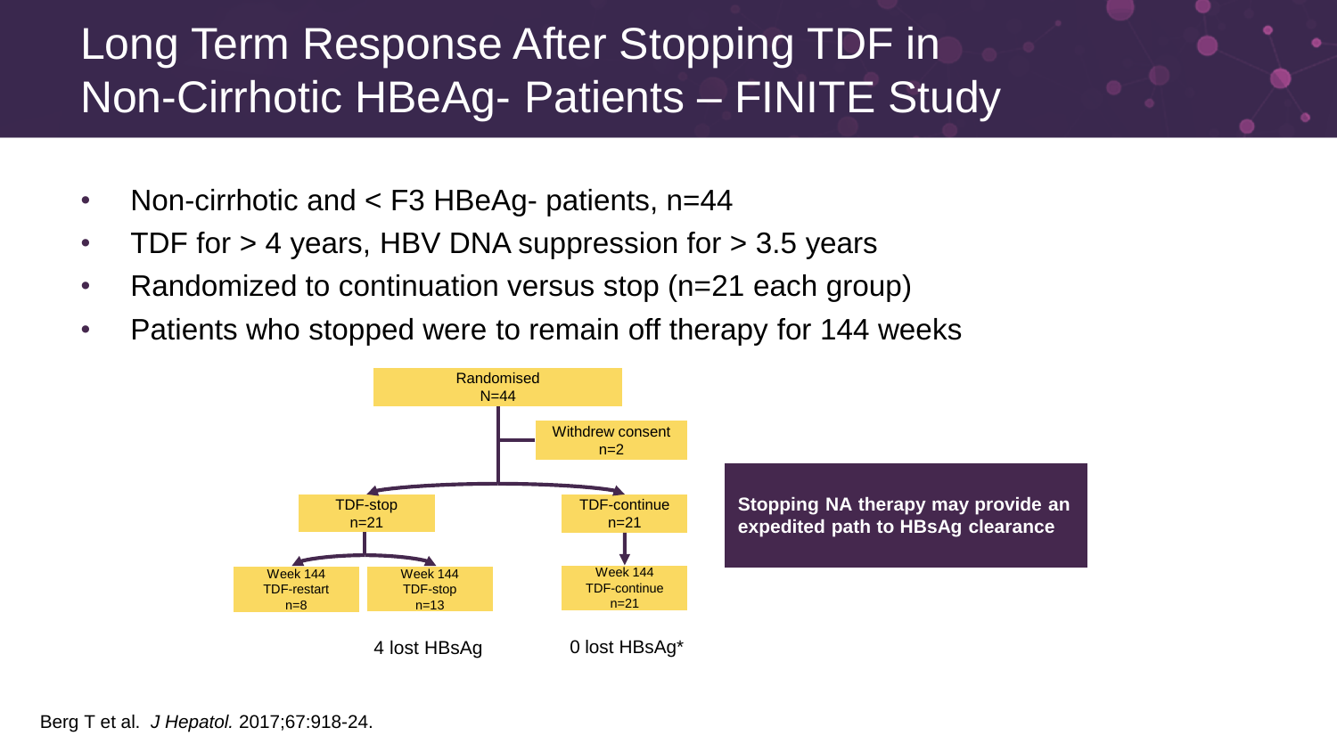# Long Term Response After Stopping TDF in Non-Cirrhotic HBeAg- Patients – FINITE Study

- Non-cirrhotic and < F3 HBeAg- patients, n=44
- TDF for > 4 years, HBV DNA suppression for > 3.5 years
- Randomized to continuation versus stop (n=21 each group)
- Patients who stopped were to remain off therapy for 144 weeks

Randomised N=44

Withdrew consent n=2

TDF-stop n=21

TDF-continue n=21

Week 144 TDF-restart n=8

Week 144 TDF-stop n=13

Week 144 TDF-continue n=21

4 lost HBsAg

0 lost HBsAg*

**Stopping NA therapy may provide an expedited path to HBsAg clearance**

Berg T et al. *J Hepatol.* 2017;67:918-24.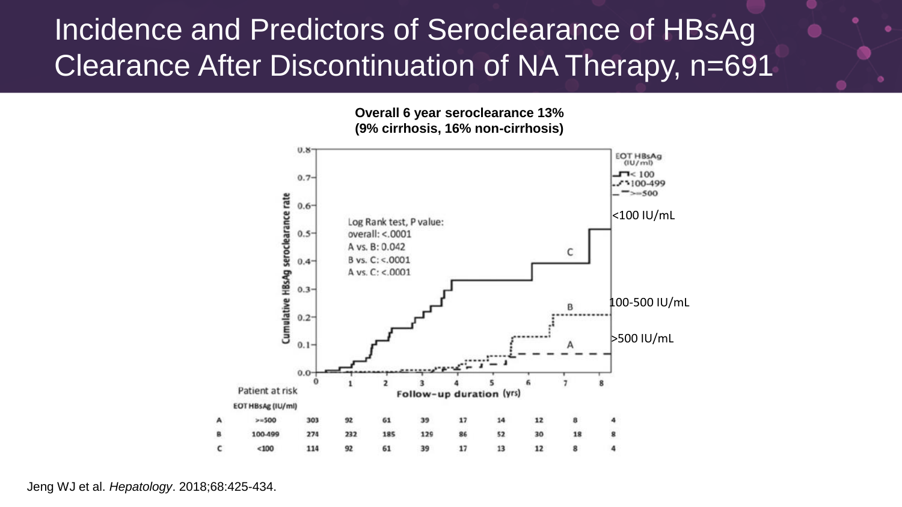# Incidence and Predictors of Seroclearance of HBsAg Clearance After Discontinuation of NA Therapy, n=691

**Overall 6 year seroclearance 13%**
**(9% cirrhosis, 16% non-cirrhosis)**

Cumulative HBsAg seroclearance rate

EOT HBsAg (IU/ml)
- < 100
- 100-499
- >=500

<100 IU/mL

100-500 IU/mL

>500 IU/mL

Log Rank test, P value:
overall: <.0001
A vs. B: 0.042
B vs. C: <.0001
A vs. C: <.0001

Follow-up duration (yrs)

Patient at risk

| | EOT HBsAg (IU/ml) | 0 | 1 | 2 | 3 | 4 | 5 | 6 | 7 | 8 |
|---|---|---|---|---|---|---|---|---|---|---|
| A | >=500 | 303 | 92 | 61 | 39 | 17 | 14 | 12 | 8 | 4 |
| B | 100-499 | 274 | 232 | 185 | 129 | 86 | 52 | 30 | 18 | 8 |
| C | <100 | 114 | 92 | 61 | 39 | 17 | 13 | 12 | 8 | 4 |

Jeng WJ et al. *Hepatology*. 2018;68:425-434.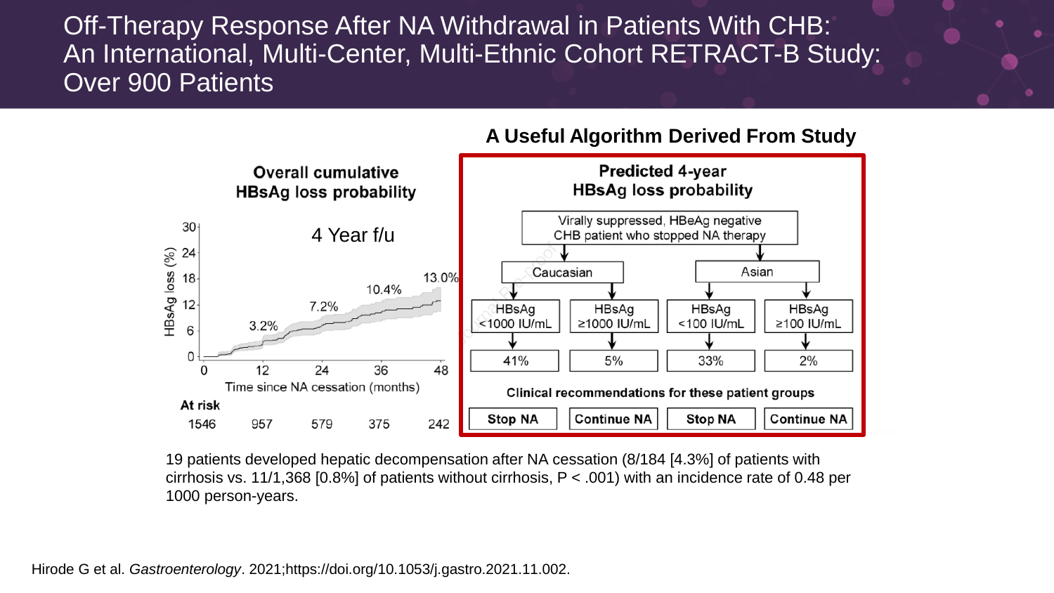# Off-Therapy Response After NA Withdrawal in Patients With CHB: An International, Multi-Center, Multi-Ethnic Cohort RETRACT-B Study: Over 900 Patients

**Overall cumulative HBsAg loss probability**

4 Year f/u

HBsAg loss (%): 3.2% (12 months), 7.2% (24 months), 10.4% (36 months), 13.0% (48 months)

Time since NA cessation (months)

| At risk | 0 | 12 | 24 | 36 | 48 |
|---|---|---|---|---|---|
| | 1546 | 957 | 579 | 375 | 242 |

## A Useful Algorithm Derived From Study

**Predicted 4-year HBsAg loss probability**

Virally suppressed, HBeAg negative CHB patient who stopped NA therapy

| | Caucasian | | Asian | |
|---|---|---|---|---|
| | HBsAg <1000 IU/mL | HBsAg ≥1000 IU/mL | HBsAg <100 IU/mL | HBsAg ≥100 IU/mL |
| Predicted 4-year HBsAg loss | 41% | 5% | 33% | 2% |
| **Clinical recommendations for these patient groups** | **Stop NA** | **Continue NA** | **Stop NA** | **Continue NA** |

19 patients developed hepatic decompensation after NA cessation (8/184 [4.3%] of patients with cirrhosis vs. 11/1,368 [0.8%] of patients without cirrhosis, $P < .001$) with an incidence rate of 0.48 per 1000 person-years.

Hirode G et al. *Gastroenterology*. 2021;https://doi.org/10.1053/j.gastro.2021.11.002.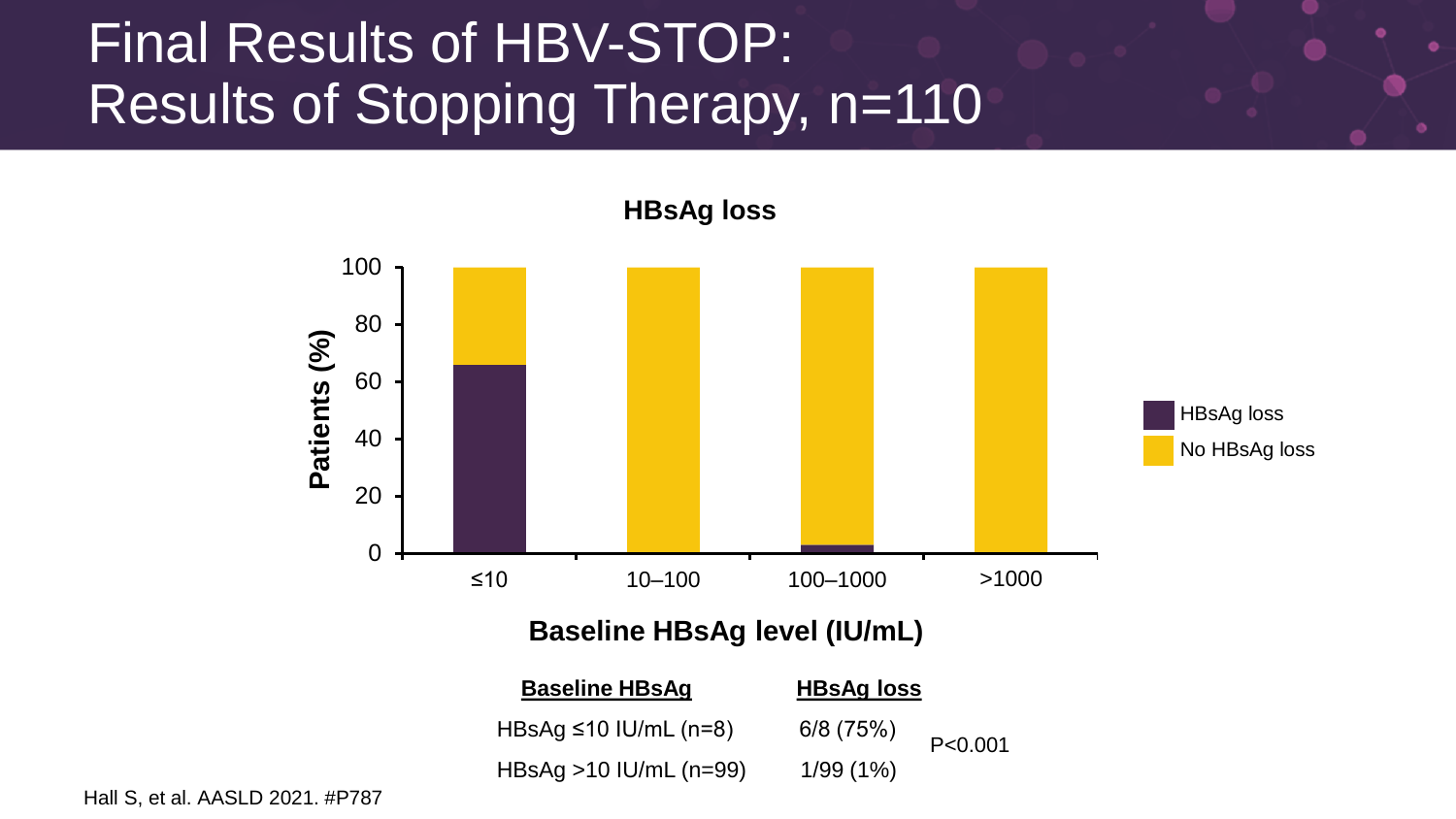# Final Results of HBV-STOP: Results of Stopping Therapy, n=110

**HBsAg loss**

Patients (%)

Baseline HBsAg level (IU/mL): ≤10, 10–100, 100–1000, >1000

Legend: HBsAg loss; No HBsAg loss

| Baseline HBsAg | HBsAg loss | |
|---|---|---|
| HBsAg ≤10 IU/mL (n=8) | 6/8 (75%) | P<0.001 |
| HBsAg >10 IU/mL (n=99) | 1/99 (1%) | |

Hall S, et al. AASLD 2021. #P787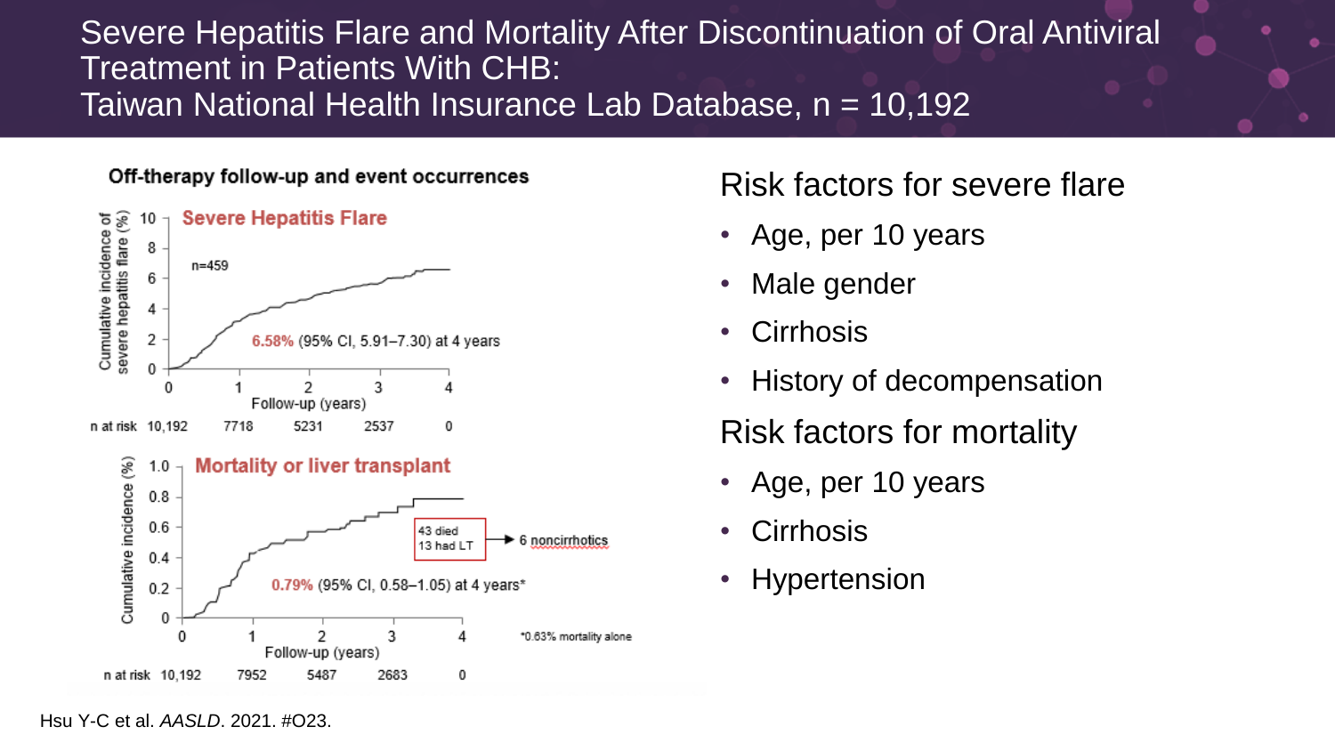# Severe Hepatitis Flare and Mortality After Discontinuation of Oral Antiviral Treatment in Patients With CHB: Taiwan National Health Insurance Lab Database, n = 10,192

**Off-therapy follow-up and event occurrences**

**Severe Hepatitis Flare**

n=459

6.58% (95% CI, 5.91–7.30) at 4 years

Follow-up (years)

| n at risk | 0 | 1 | 2 | 3 | 4 |
|---|---|---|---|---|---|
| | 10,192 | 7718 | 5231 | 2537 | 0 |

**Mortality or liver transplant**

43 died
13 had LT → 6 noncirrhotics

0.79% (95% CI, 0.58–1.05) at 4 years*

Follow-up (years)

| n at risk | 0 | 1 | 2 | 3 | 4 |
|---|---|---|---|---|---|
| | 10,192 | 7952 | 5487 | 2683 | 0 |

*0.63% mortality alone

## Risk factors for severe flare

- Age, per 10 years
- Male gender
- Cirrhosis
- History of decompensation

## Risk factors for mortality

- Age, per 10 years
- Cirrhosis
- Hypertension

Hsu Y-C et al. *AASLD*. 2021. #O23.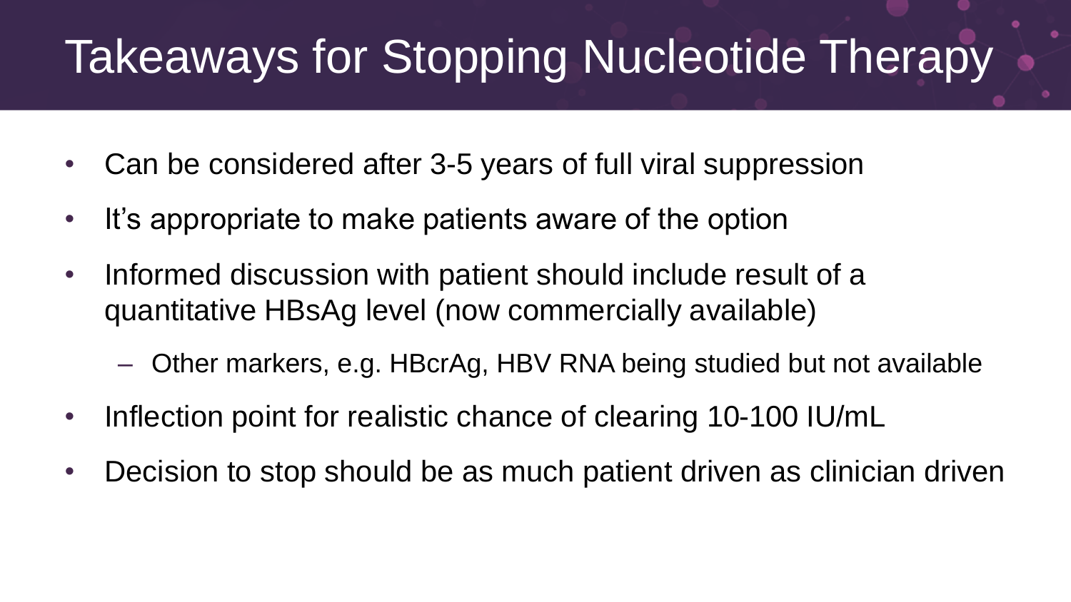# Takeaways for Stopping Nucleotide Therapy

- Can be considered after 3-5 years of full viral suppression
- It's appropriate to make patients aware of the option
- Informed discussion with patient should include result of a quantitative HBsAg level (now commercially available)
  - Other markers, e.g. HBcrAg, HBV RNA being studied but not available
- Inflection point for realistic chance of clearing 10-100 IU/mL
- Decision to stop should be as much patient driven as clinician driven